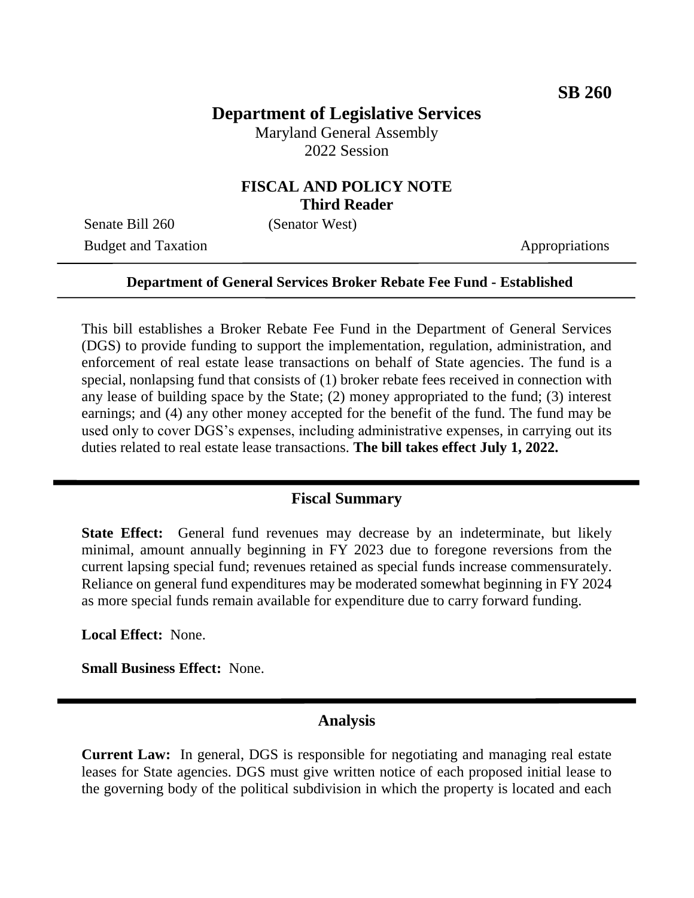**SB 260**

# Department of Legislative Services

Maryland General Assembly
2022 Session

## FISCAL AND POLICY NOTE
**Third Reader**

Senate Bill 260 (Senator West)

Budget and Taxation Appropriations

---

**Department of General Services Broker Rebate Fee Fund - Established**

---

This bill establishes a Broker Rebate Fee Fund in the Department of General Services (DGS) to provide funding to support the implementation, regulation, administration, and enforcement of real estate lease transactions on behalf of State agencies. The fund is a special, nonlapsing fund that consists of (1) broker rebate fees received in connection with any lease of building space by the State; (2) money appropriated to the fund; (3) interest earnings; and (4) any other money accepted for the benefit of the fund. The fund may be used only to cover DGS's expenses, including administrative expenses, in carrying out its duties related to real estate lease transactions. **The bill takes effect July 1, 2022.**

## Fiscal Summary

**State Effect:** General fund revenues may decrease by an indeterminate, but likely minimal, amount annually beginning in FY 2023 due to foregone reversions from the current lapsing special fund; revenues retained as special funds increase commensurately. Reliance on general fund expenditures may be moderated somewhat beginning in FY 2024 as more special funds remain available for expenditure due to carry forward funding.

**Local Effect:** None.

**Small Business Effect:** None.

## Analysis

**Current Law:** In general, DGS is responsible for negotiating and managing real estate leases for State agencies. DGS must give written notice of each proposed initial lease to the governing body of the political subdivision in which the property is located and each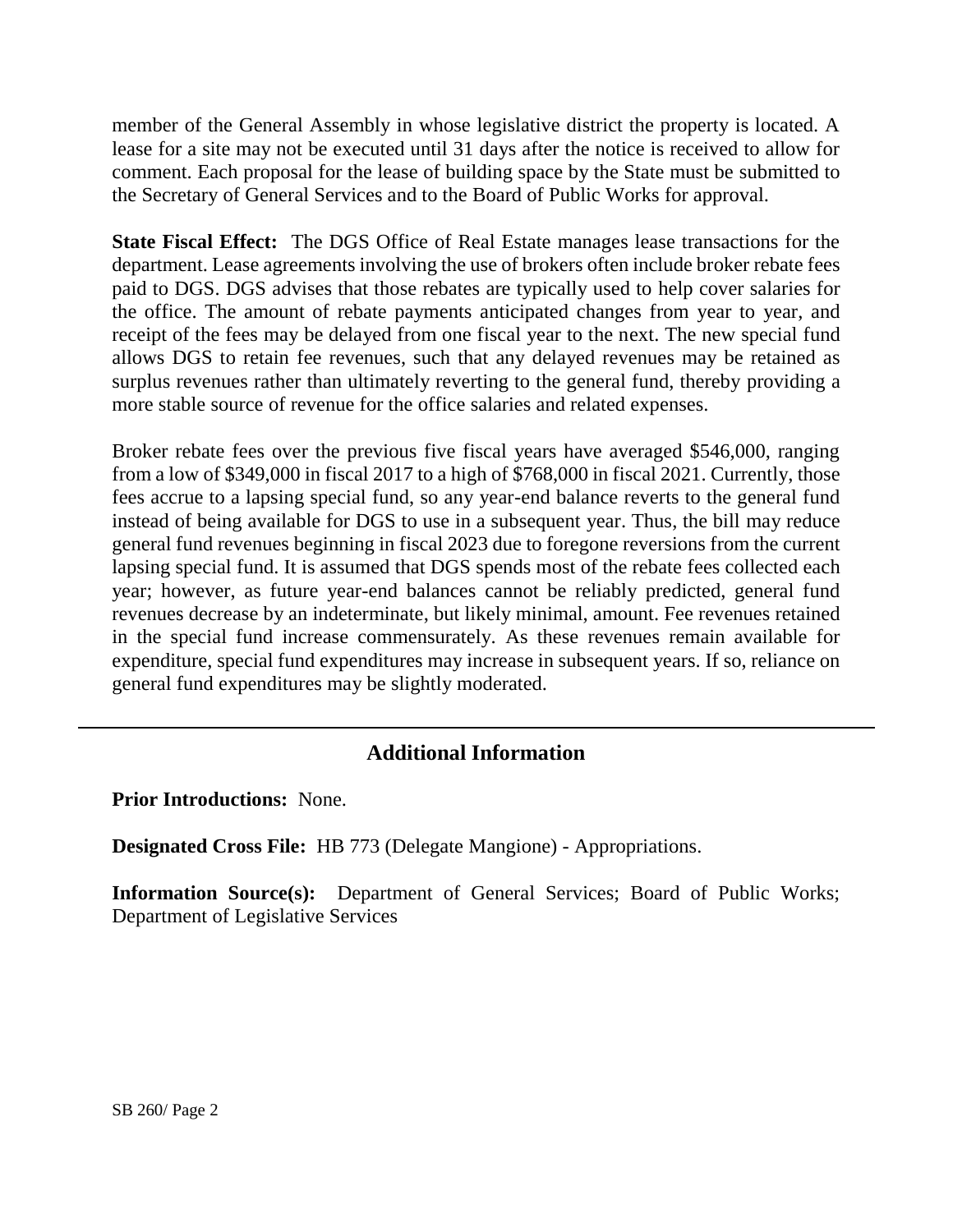member of the General Assembly in whose legislative district the property is located. A lease for a site may not be executed until 31 days after the notice is received to allow for comment. Each proposal for the lease of building space by the State must be submitted to the Secretary of General Services and to the Board of Public Works for approval.

**State Fiscal Effect:** The DGS Office of Real Estate manages lease transactions for the department. Lease agreements involving the use of brokers often include broker rebate fees paid to DGS. DGS advises that those rebates are typically used to help cover salaries for the office. The amount of rebate payments anticipated changes from year to year, and receipt of the fees may be delayed from one fiscal year to the next. The new special fund allows DGS to retain fee revenues, such that any delayed revenues may be retained as surplus revenues rather than ultimately reverting to the general fund, thereby providing a more stable source of revenue for the office salaries and related expenses.

Broker rebate fees over the previous five fiscal years have averaged $546,000, ranging from a low of $349,000 in fiscal 2017 to a high of $768,000 in fiscal 2021. Currently, those fees accrue to a lapsing special fund, so any year-end balance reverts to the general fund instead of being available for DGS to use in a subsequent year. Thus, the bill may reduce general fund revenues beginning in fiscal 2023 due to foregone reversions from the current lapsing special fund. It is assumed that DGS spends most of the rebate fees collected each year; however, as future year-end balances cannot be reliably predicted, general fund revenues decrease by an indeterminate, but likely minimal, amount. Fee revenues retained in the special fund increase commensurately. As these revenues remain available for expenditure, special fund expenditures may increase in subsequent years. If so, reliance on general fund expenditures may be slightly moderated.

## Additional Information

**Prior Introductions:** None.

**Designated Cross File:** HB 773 (Delegate Mangione) - Appropriations.

**Information Source(s):** Department of General Services; Board of Public Works; Department of Legislative Services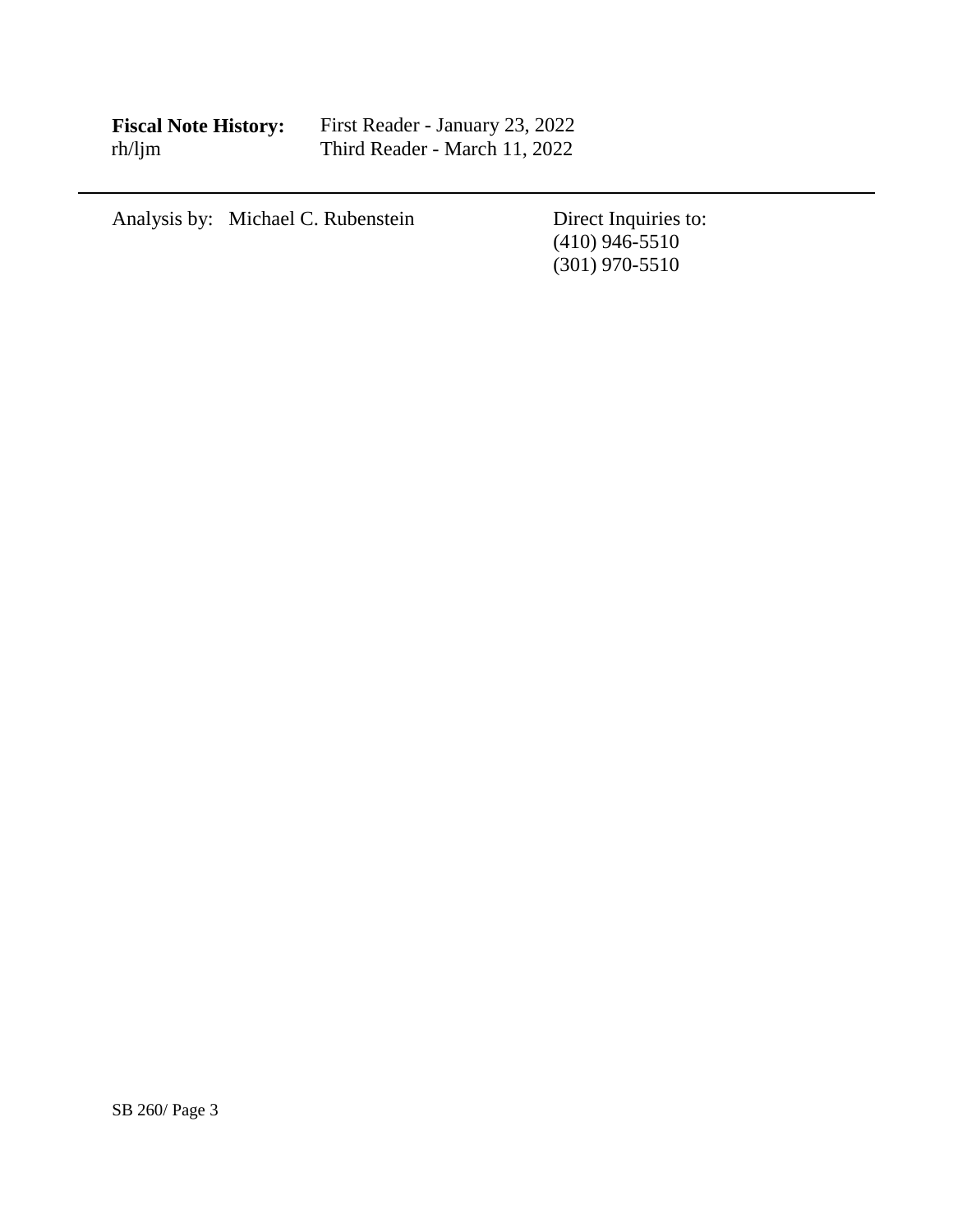| | |
|---|---|
| **Fiscal Note History:** | First Reader - January 23, 2022 |
| rh/ljm | Third Reader - March 11, 2022 |

---

| | |
|---|---|
| Analysis by: Michael C. Rubenstein | Direct Inquiries to:<br>(410) 946-5510<br>(301) 970-5510 |